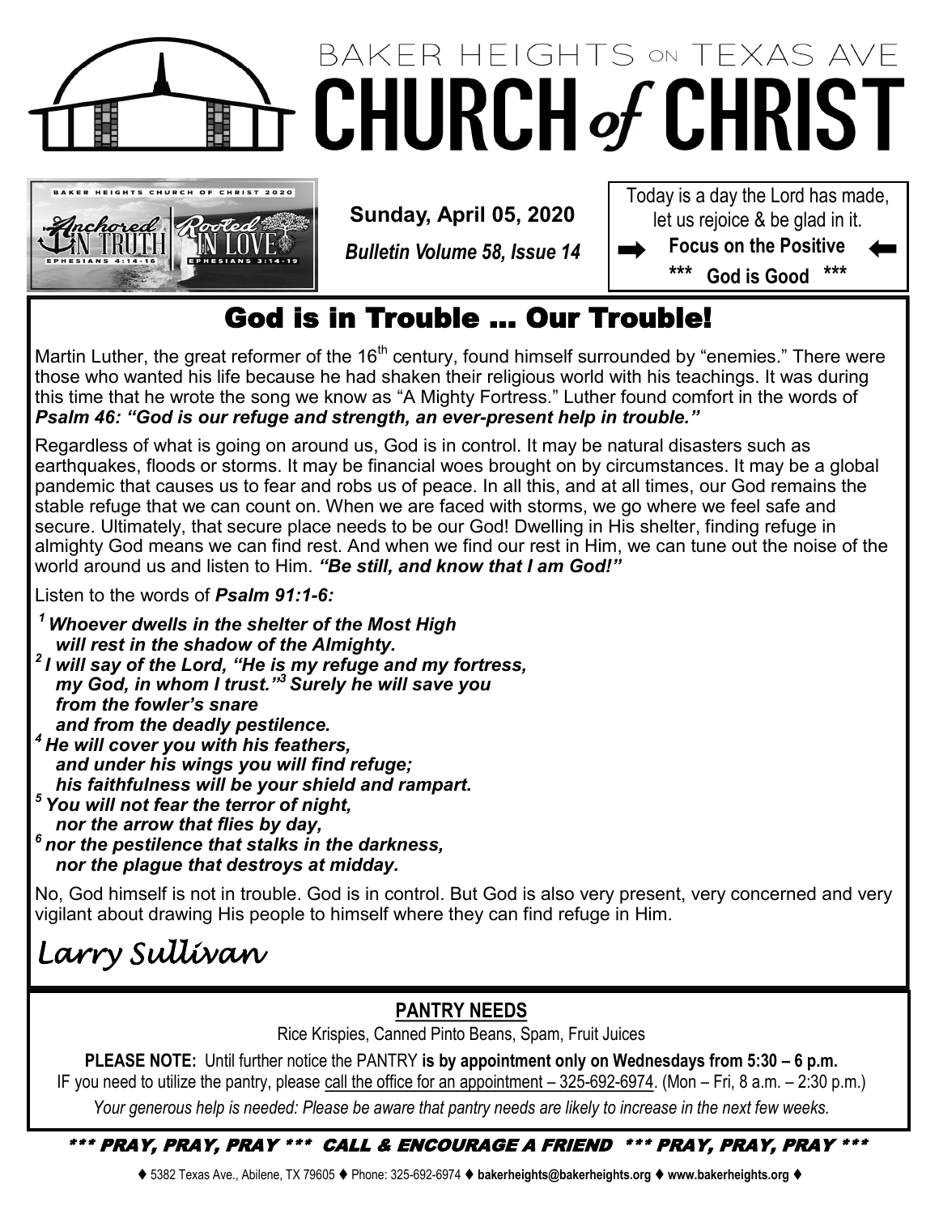# BAKER HEIGHTS ON TEXAS AVE CHURCH *of* CHRIST

**Sunday, April 05, 2020**

***Bulletin Volume 58, Issue 14***

Today is a day the Lord has made, let us rejoice & be glad in it.

**Focus on the Positive**

**\*\*\* God is Good \*\*\***

## God is in Trouble … Our Trouble!

Martin Luther, the great reformer of the 16th century, found himself surrounded by "enemies." There were those who wanted his life because he had shaken their religious world with his teachings. It was during this time that he wrote the song we know as "A Mighty Fortress." Luther found comfort in the words of ***Psalm 46: "God is our refuge and strength, an ever-present help in trouble."***

Regardless of what is going on around us, God is in control. It may be natural disasters such as earthquakes, floods or storms. It may be financial woes brought on by circumstances. It may be a global pandemic that causes us to fear and robs us of peace. In all this, and at all times, our God remains the stable refuge that we can count on. When we are faced with storms, we go where we feel safe and secure. Ultimately, that secure place needs to be our God! Dwelling in His shelter, finding refuge in almighty God means we can find rest. And when we find our rest in Him, we can tune out the noise of the world around us and listen to Him. ***"Be still, and know that I am God!"***

Listen to the words of ***Psalm 91:1-6:***

***[1] Whoever dwells in the shelter of the Most High***
***will rest in the shadow of the Almighty.***
***[2] I will say of the Lord, "He is my refuge and my fortress,***
***my God, in whom I trust."[3] Surely he will save you***
***from the fowler's snare***
***and from the deadly pestilence.***
***[4] He will cover you with his feathers,***
***and under his wings you will find refuge;***
***his faithfulness will be your shield and rampart.***
***[5] You will not fear the terror of night,***
***nor the arrow that flies by day,***
***[6] nor the pestilence that stalks in the darkness,***
***nor the plague that destroys at midday.***

No, God himself is not in trouble. God is in control. But God is also very present, very concerned and very vigilant about drawing His people to himself where they can find refuge in Him.

*Larry Sullivan*

## PANTRY NEEDS

Rice Krispies, Canned Pinto Beans, Spam, Fruit Juices

**PLEASE NOTE:** Until further notice the PANTRY **is by appointment only on Wednesdays from 5:30 – 6 p.m.**
IF you need to utilize the pantry, please call the office for an appointment – 325-692-6974. (Mon – Fri, 8 a.m. – 2:30 p.m.)

*Your generous help is needed: Please be aware that pantry needs are likely to increase in the next few weeks.*

***\*\*\* PRAY, PRAY, PRAY \*\*\* CALL & ENCOURAGE A FRIEND \*\*\* PRAY, PRAY, PRAY \*\*\****

♦ 5382 Texas Ave., Abilene, TX 79605 ♦ Phone: 325-692-6974 ♦ **bakerheights@bakerheights.org** ♦ **www.bakerheights.org** ♦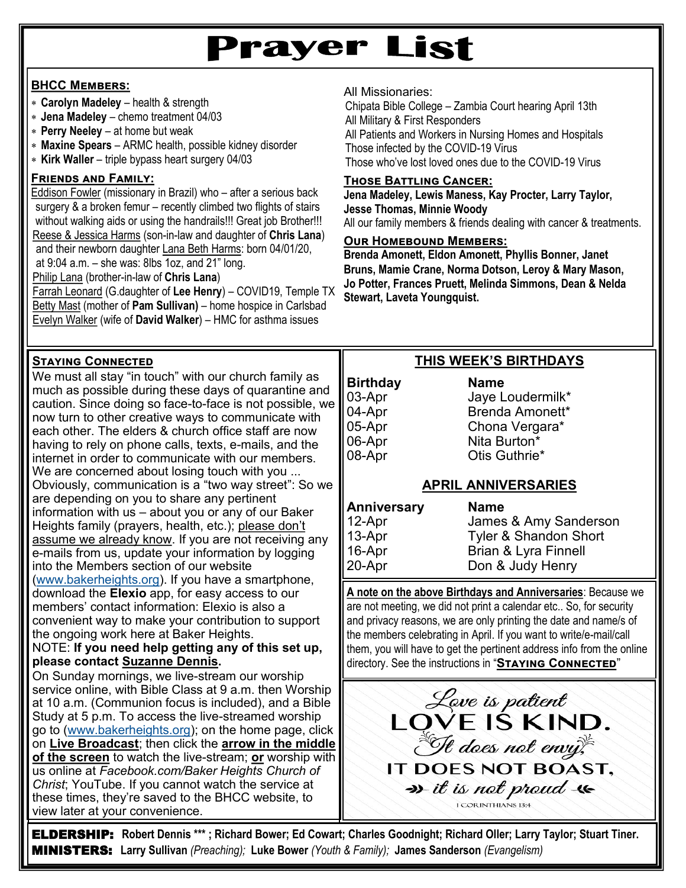# Prayer List

## BHCC Members:

- **Carolyn Madeley** – health & strength
- **Jena Madeley** – chemo treatment 04/03
- **Perry Neeley** – at home but weak
- **Maxine Spears** – ARMC health, possible kidney disorder
- **Kirk Waller** – triple bypass heart surgery 04/03

## Friends and Family:

Eddison Fowler (missionary in Brazil) who – after a serious back surgery & a broken femur – recently climbed two flights of stairs without walking aids or using the handrails!!! Great job Brother!!!

Reese & Jessica Harms (son-in-law and daughter of **Chris Lana**) and their newborn daughter Lana Beth Harms: born 04/01/20, at 9:04 a.m. – she was: 8lbs 1oz, and 21" long.

Philip Lana (brother-in-law of **Chris Lana**)

Farrah Leonard (G.daughter of **Lee Henry**) – COVID19, Temple TX

Betty Mast (mother of **Pam Sullivan)** – home hospice in Carlsbad

Evelyn Walker (wife of **David Walker**) – HMC for asthma issues

All Missionaries:

Chipata Bible College – Zambia Court hearing April 13th

All Military & First Responders

All Patients and Workers in Nursing Homes and Hospitals

Those infected by the COVID-19 Virus

Those who've lost loved ones due to the COVID-19 Virus

## Those Battling Cancer:

**Jena Madeley, Lewis Maness, Kay Procter, Larry Taylor, Jesse Thomas, Minnie Woody**

All our family members & friends dealing with cancer & treatments.

## Our Homebound Members:

**Brenda Amonett, Eldon Amonett, Phyllis Bonner, Janet Bruns, Mamie Crane, Norma Dotson, Leroy & Mary Mason, Jo Potter, Frances Pruett, Melinda Simmons, Dean & Nelda Stewart, Laveta Youngquist.**

## Staying Connected

We must all stay "in touch" with our church family as much as possible during these days of quarantine and caution. Since doing so face-to-face is not possible, we now turn to other creative ways to communicate with each other. The elders & church office staff are now having to rely on phone calls, texts, e-mails, and the internet in order to communicate with our members. We are concerned about losing touch with you ... Obviously, communication is a "two way street": So we are depending on you to share any pertinent information with us – about you or any of our Baker Heights family (prayers, health, etc.); please don't assume we already know. If you are not receiving any e-mails from us, update your information by logging into the Members section of our website (www.bakerheights.org). If you have a smartphone, download the **Elexio** app, for easy access to our members' contact information: Elexio is also a convenient way to make your contribution to support the ongoing work here at Baker Heights.

NOTE: **If you need help getting any of this set up, please contact Suzanne Dennis.**

On Sunday mornings, we live-stream our worship service online, with Bible Class at 9 a.m. then Worship at 10 a.m. (Communion focus is included), and a Bible Study at 5 p.m. To access the live-streamed worship go to (www.bakerheights.org); on the home page, click on **Live Broadcast**; then click the **arrow in the middle of the screen** to watch the live-stream; **or** worship with us online at *Facebook.com/Baker Heights Church of Christ*; YouTube. If you cannot watch the service at these times, they're saved to the BHCC website, to view later at your convenience.

## THIS WEEK'S BIRTHDAYS

| Birthday | Name |
|---|---|
| 03-Apr | Jaye Loudermilk* |
| 04-Apr | Brenda Amonett* |
| 05-Apr | Chona Vergara* |
| 06-Apr | Nita Burton* |
| 08-Apr | Otis Guthrie* |

## APRIL ANNIVERSARIES

| Anniversary | Name |
|---|---|
| 12-Apr | James & Amy Sanderson |
| 13-Apr | Tyler & Shandon Short |
| 16-Apr | Brian & Lyra Finnell |
| 20-Apr | Don & Judy Henry |

**A note on the above Birthdays and Anniversaries**: Because we are not meeting, we did not print a calendar etc.. So, for security and privacy reasons, we are only printing the date and name/s of the members celebrating in April. If you want to write/e-mail/call them, you will have to get the pertinent address info from the online directory. See the instructions in "**Staying Connected**"

*Love is patient*
LOVE IS KIND.
*It does not envy,*
IT DOES NOT BOAST,
*it is not proud*
1 CORINTHIANS 13:4

**ELDERSHIP:** **Robert Dennis \*\*\* ; Richard Bower; Ed Cowart; Charles Goodnight; Richard Oller; Larry Taylor; Stuart Tiner.**

**MINISTERS:** **Larry Sullivan** *(Preaching);* **Luke Bower** *(Youth & Family);* **James Sanderson** *(Evangelism)*